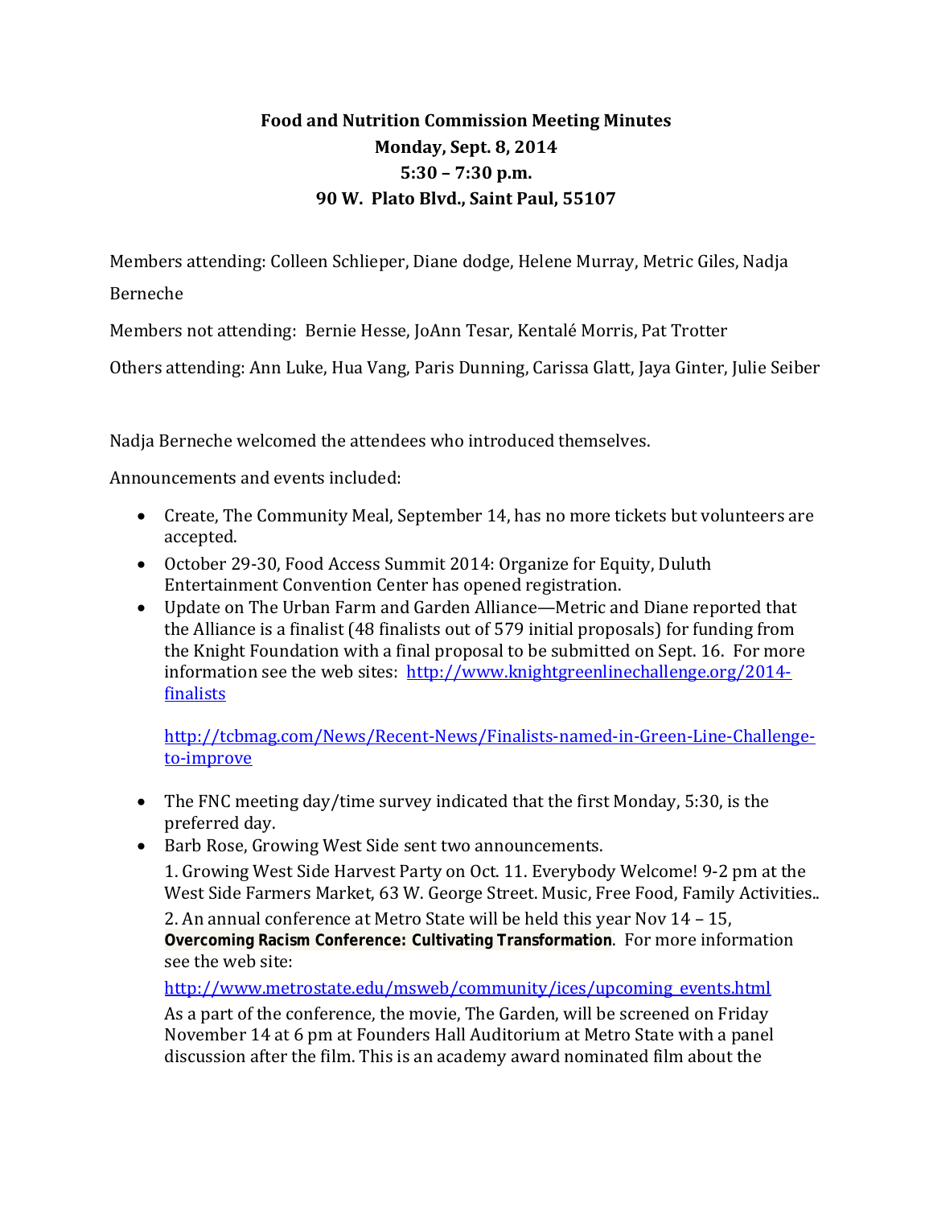**Food and Nutrition Commission Meeting Minutes**
**Monday, Sept. 8, 2014**
**5:30 – 7:30 p.m.**
**90 W. Plato Blvd., Saint Paul, 55107**

Members attending: Colleen Schlieper, Diane dodge, Helene Murray, Metric Giles, Nadja Berneche

Members not attending: Bernie Hesse, JoAnn Tesar, Kentalé Morris, Pat Trotter

Others attending: Ann Luke, Hua Vang, Paris Dunning, Carissa Glatt, Jaya Ginter, Julie Seiber

Nadja Berneche welcomed the attendees who introduced themselves.

Announcements and events included:

- Create, The Community Meal, September 14, has no more tickets but volunteers are accepted.
- October 29-30, Food Access Summit 2014: Organize for Equity, Duluth Entertainment Convention Center has opened registration.
- Update on The Urban Farm and Garden Alliance—Metric and Diane reported that the Alliance is a finalist (48 finalists out of 579 initial proposals) for funding from the Knight Foundation with a final proposal to be submitted on Sept. 16. For more information see the web sites: http://www.knightgreenlinechallenge.org/2014-finalists

  http://tcbmag.com/News/Recent-News/Finalists-named-in-Green-Line-Challenge-to-improve

- The FNC meeting day/time survey indicated that the first Monday, 5:30, is the preferred day.
- Barb Rose, Growing West Side sent two announcements.

  1. Growing West Side Harvest Party on Oct. 11. Everybody Welcome! 9-2 pm at the West Side Farmers Market, 63 W. George Street. Music, Free Food, Family Activities..

  2. An annual conference at Metro State will be held this year Nov 14 – 15, **Overcoming Racism Conference: Cultivating Transformation**. For more information see the web site:

  http://www.metrostate.edu/msweb/community/ices/upcoming_events.html

  As a part of the conference, the movie, The Garden, will be screened on Friday November 14 at 6 pm at Founders Hall Auditorium at Metro State with a panel discussion after the film. This is an academy award nominated film about the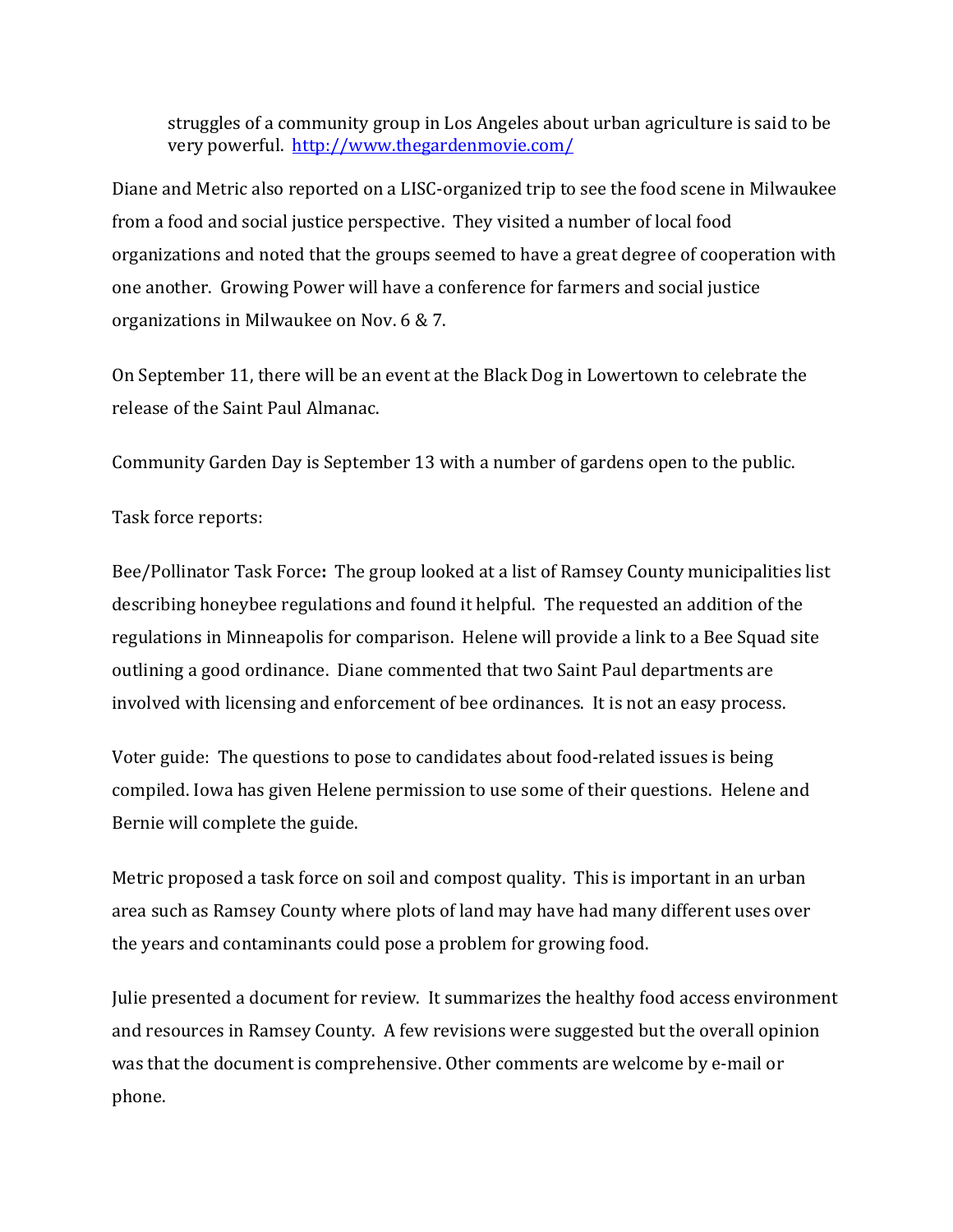struggles of a community group in Los Angeles about urban agriculture is said to be very powerful. http://www.thegardenmovie.com/

Diane and Metric also reported on a LISC-organized trip to see the food scene in Milwaukee from a food and social justice perspective. They visited a number of local food organizations and noted that the groups seemed to have a great degree of cooperation with one another. Growing Power will have a conference for farmers and social justice organizations in Milwaukee on Nov. 6 & 7.

On September 11, there will be an event at the Black Dog in Lowertown to celebrate the release of the Saint Paul Almanac.

Community Garden Day is September 13 with a number of gardens open to the public.

Task force reports:

Bee/Pollinator Task Force**:** The group looked at a list of Ramsey County municipalities list describing honeybee regulations and found it helpful. The requested an addition of the regulations in Minneapolis for comparison. Helene will provide a link to a Bee Squad site outlining a good ordinance. Diane commented that two Saint Paul departments are involved with licensing and enforcement of bee ordinances. It is not an easy process.

Voter guide: The questions to pose to candidates about food-related issues is being compiled. Iowa has given Helene permission to use some of their questions. Helene and Bernie will complete the guide.

Metric proposed a task force on soil and compost quality. This is important in an urban area such as Ramsey County where plots of land may have had many different uses over the years and contaminants could pose a problem for growing food.

Julie presented a document for review. It summarizes the healthy food access environment and resources in Ramsey County. A few revisions were suggested but the overall opinion was that the document is comprehensive. Other comments are welcome by e-mail or phone.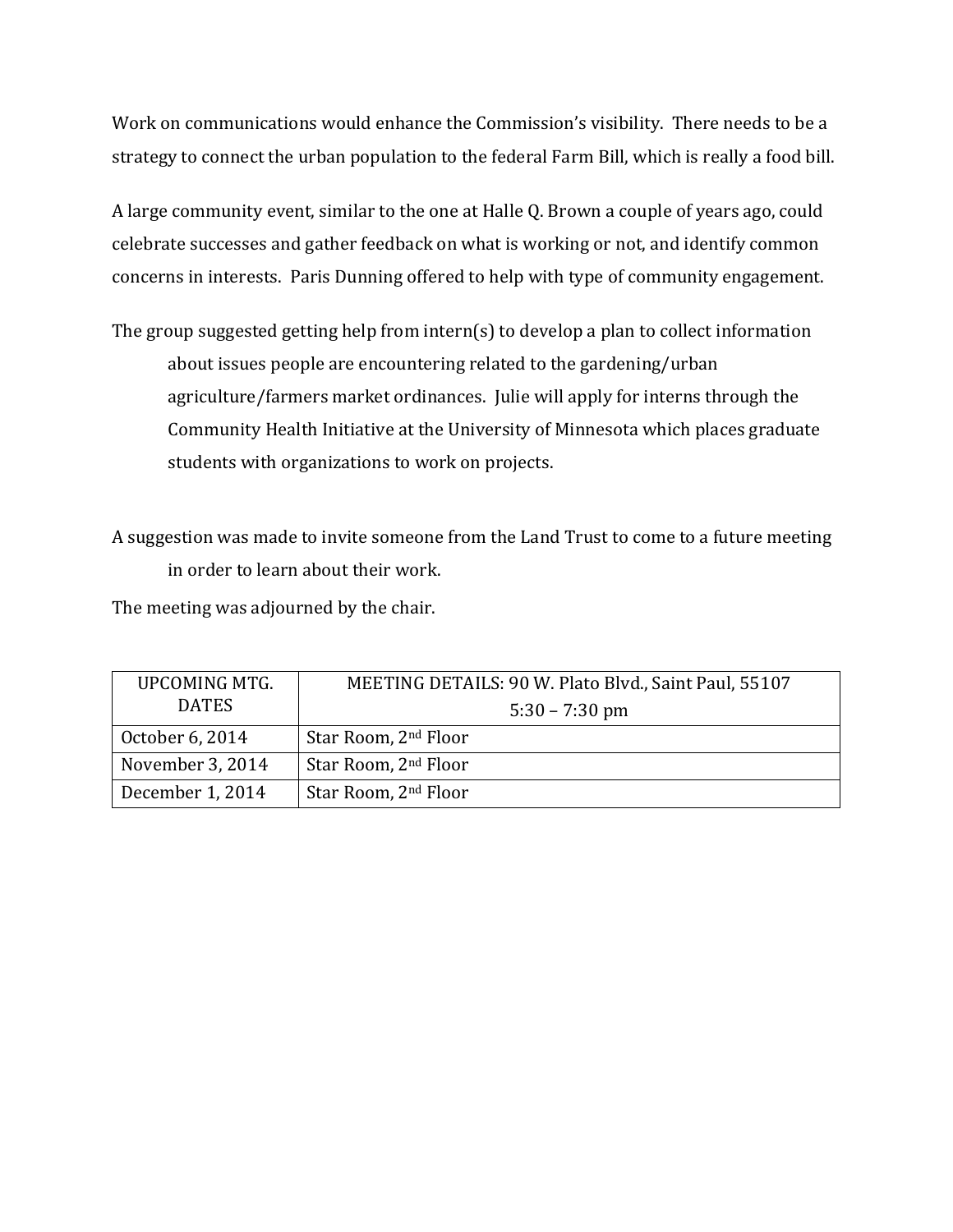Work on communications would enhance the Commission's visibility. There needs to be a strategy to connect the urban population to the federal Farm Bill, which is really a food bill.

A large community event, similar to the one at Halle Q. Brown a couple of years ago, could celebrate successes and gather feedback on what is working or not, and identify common concerns in interests. Paris Dunning offered to help with type of community engagement.

The group suggested getting help from intern(s) to develop a plan to collect information about issues people are encountering related to the gardening/urban agriculture/farmers market ordinances. Julie will apply for interns through the Community Health Initiative at the University of Minnesota which places graduate students with organizations to work on projects.

A suggestion was made to invite someone from the Land Trust to come to a future meeting in order to learn about their work.

The meeting was adjourned by the chair.

| UPCOMING MTG. DATES | MEETING DETAILS: 90 W. Plato Blvd., Saint Paul, 55107 5:30 – 7:30 pm |
|---|---|
| October 6, 2014 | Star Room, 2nd Floor |
| November 3, 2014 | Star Room, 2nd Floor |
| December 1, 2014 | Star Room, 2nd Floor |